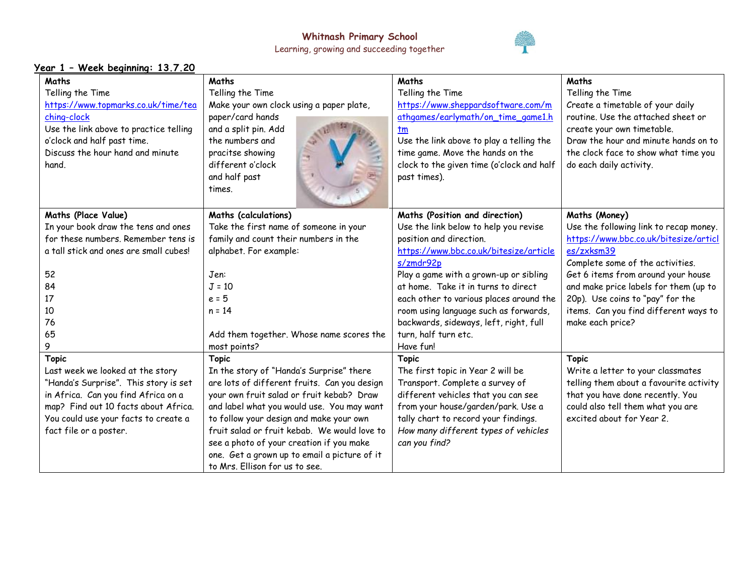# Whitnash Primary School

Learning, growing and succeeding together

**Year 1 – Week beginning: 13.7.20**

| **Maths**<br>Telling the Time<br>https://www.topmarks.co.uk/time/teaching-clock<br>Use the link above to practice telling o'clock and half past time.<br>Discuss the hour hand and minute hand. | **Maths**<br>Telling the Time<br>Make your own clock using a paper plate, paper/card hands and a split pin. Add the numbers and pracitse showing different o'clock and half past times. | **Maths**<br>Telling the Time<br>https://www.sheppardsoftware.com/mathgames/earlymath/on_time_game1.htm<br>Use the link above to play a telling the time game. Move the hands on the clock to the given time (o'clock and half past times). | **Maths**<br>Telling the Time<br>Create a timetable of your daily routine. Use the attached sheet or create your own timetable.<br>Draw the hour and minute hands on to the clock face to show what time you do each daily activity. |
|---|---|---|---|
| **Maths (Place Value)**<br>In your book draw the tens and ones for these numbers. Remember tens is a tall stick and ones are small cubes!<br><br>52<br>84<br>17<br>10<br>76<br>65<br>9 | **Maths (calculations)**<br>Take the first name of someone in your family and count their numbers in the alphabet. For example:<br><br>Jen:<br>J = 10<br>e = 5<br>n = 14<br><br>Add them together. Whose name scores the most points? | **Maths (Position and direction)**<br>Use the link below to help you revise position and direction.<br>https://www.bbc.co.uk/bitesize/articles/zmdr92p<br>Play a game with a grown-up or sibling at home. Take it in turns to direct each other to various places around the room using language such as forwards, backwards, sideways, left, right, full turn, half turn etc.<br>Have fun! | **Maths (Money)**<br>Use the following link to recap money.<br>https://www.bbc.co.uk/bitesize/articles/zxksm39<br>Complete some of the activities.<br>Get 6 items from around your house and make price labels for them (up to 20p). Use coins to "pay" for the items. Can you find different ways to make each price? |
| **Topic**<br>Last week we looked at the story "Handa's Surprise". This story is set in Africa. Can you find Africa on a map? Find out 10 facts about Africa. You could use your facts to create a fact file or a poster. | **Topic**<br>In the story of "Handa's Surprise" there are lots of different fruits. Can you design your own fruit salad or fruit kebab? Draw and label what you would use. You may want to follow your design and make your own fruit salad or fruit kebab. We would love to see a photo of your creation if you make one. Get a grown up to email a picture of it to Mrs. Ellison for us to see. | **Topic**<br>The first topic in Year 2 will be Transport. Complete a survey of different vehicles that you can see from your house/garden/park. Use a tally chart to record your findings.<br>*How many different types of vehicles can you find?* | **Topic**<br>Write a letter to your classmates telling them about a favourite activity that you have done recently. You could also tell them what you are excited about for Year 2. |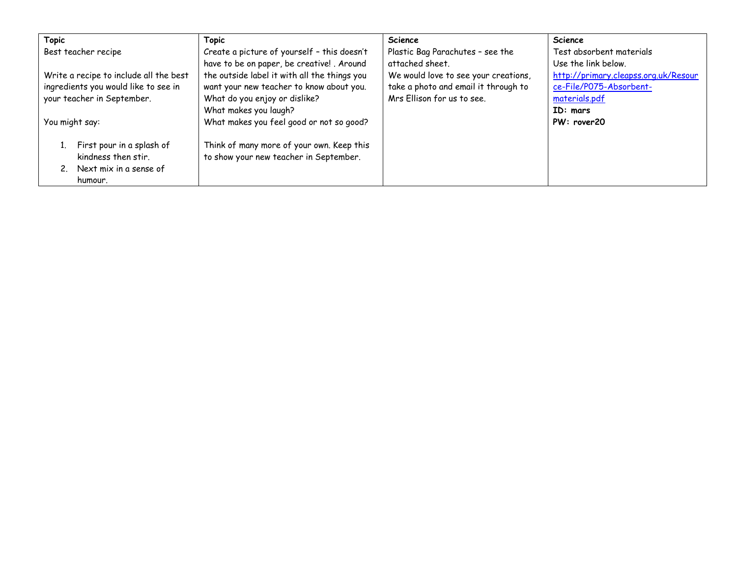| **Topic** | **Topic** | **Science** | **Science** |
|---|---|---|---|
| Best teacher recipe<br><br>Write a recipe to include all the best ingredients you would like to see in your teacher in September.<br><br>You might say:<br><br>1. First pour in a splash of kindness then stir.<br>2. Next mix in a sense of humour. | Create a picture of yourself – this doesn't have to be on paper, be creative! . Around the outside label it with all the things you want your new teacher to know about you.<br>What do you enjoy or dislike?<br>What makes you laugh?<br>What makes you feel good or not so good?<br><br>Think of many more of your own. Keep this to show your new teacher in September. | Plastic Bag Parachutes – see the attached sheet.<br>We would love to see your creations, take a photo and email it through to Mrs Ellison for us to see. | Test absorbent materials<br>Use the link below.<br>[http://primary.cleapss.org.uk/Resource-File/P075-Absorbent-materials.pdf](http://primary.cleapss.org.uk/Resource-File/P075-Absorbent-materials.pdf)<br>**ID: mars**<br>**PW: rover20** |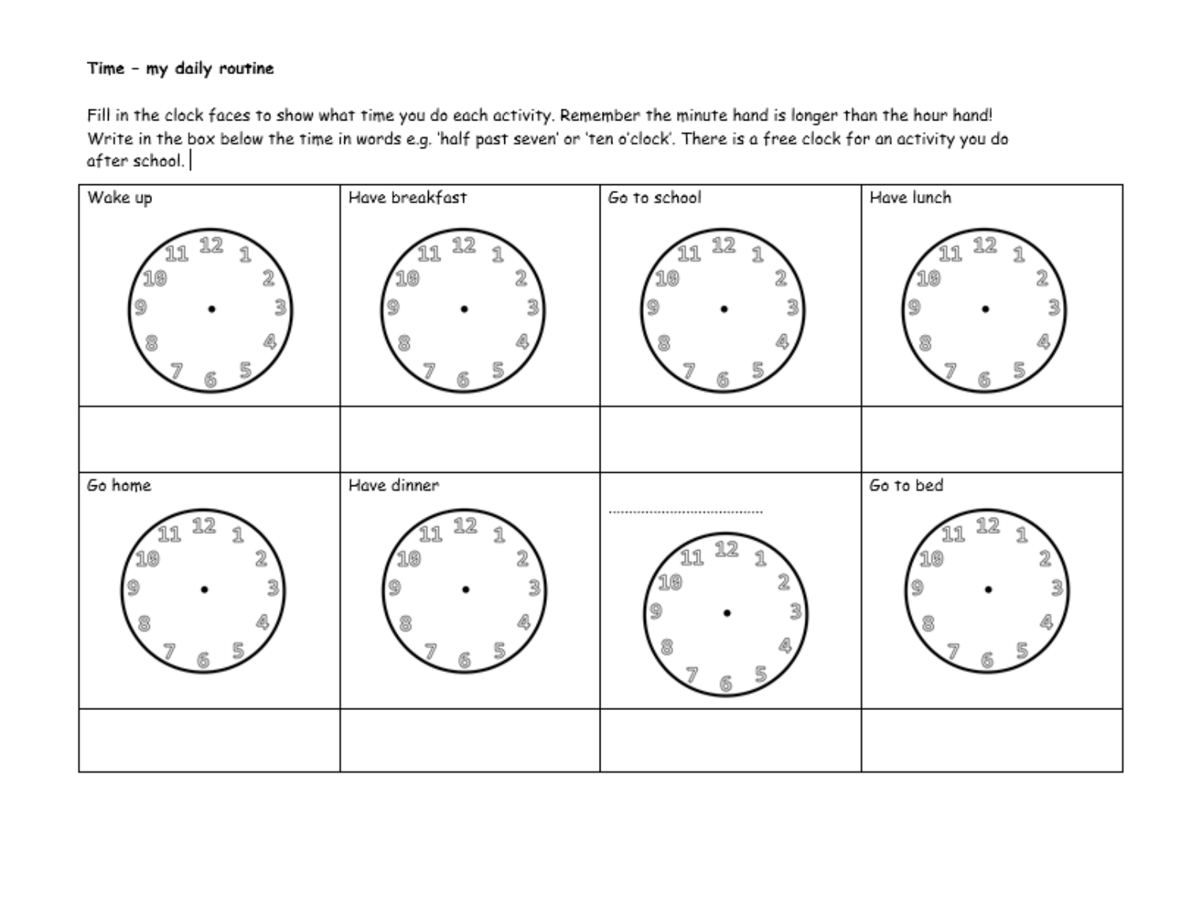**Time – my daily routine**

Fill in the clock faces to show what time you do each activity. Remember the minute hand is longer than the hour hand! Write in the box below the time in words e.g. 'half past seven' or 'ten o'clock'. There is a free clock for an activity you do after school.

| Wake up | Have breakfast | Go to school | Have lunch |
| --- | --- | --- | --- |
| | | | |
| Go home | Have dinner | ………………………………… | Go to bed |
| | | | |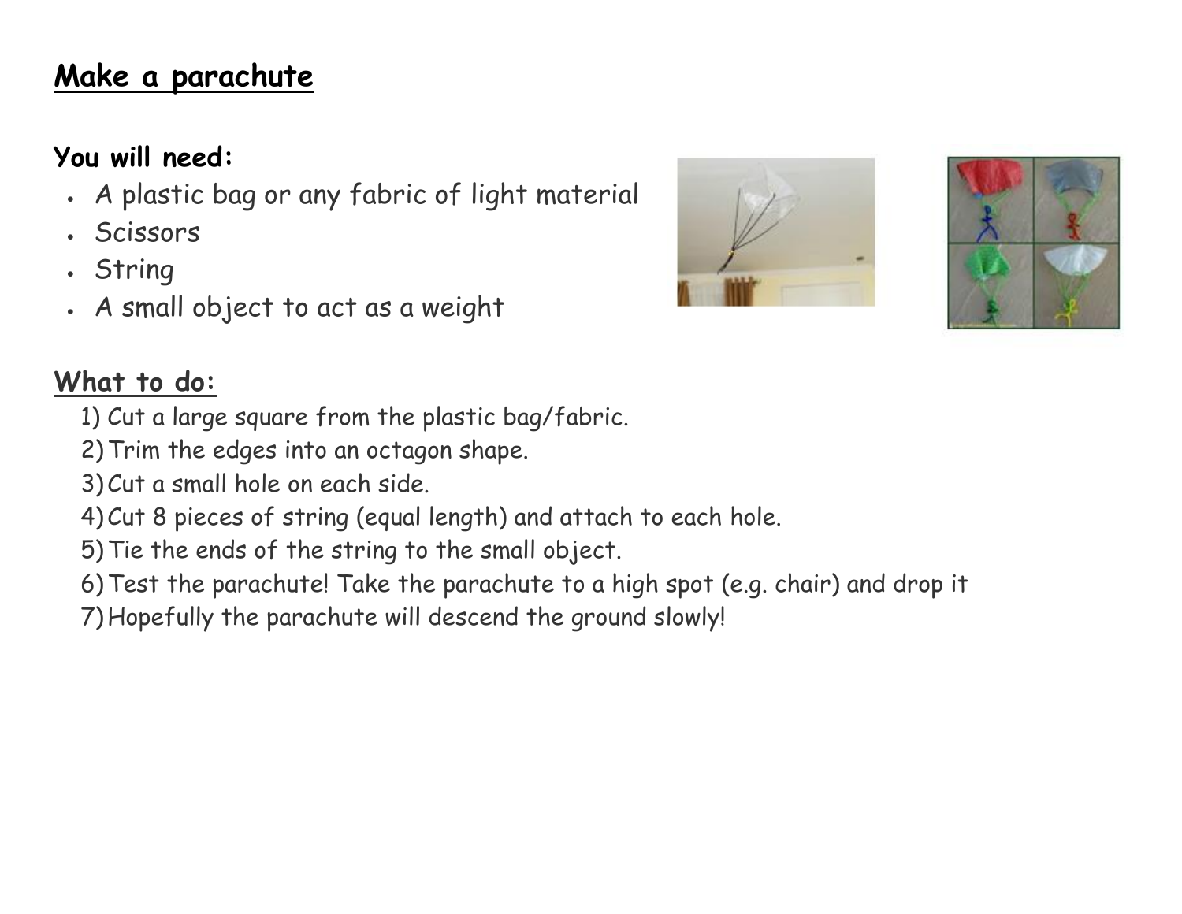# Make a parachute

**You will need:**

- A plastic bag or any fabric of light material
- Scissors
- String
- A small object to act as a weight

## What to do:

1) Cut a large square from the plastic bag/fabric.
2) Trim the edges into an octagon shape.
3) Cut a small hole on each side.
4) Cut 8 pieces of string (equal length) and attach to each hole.
5) Tie the ends of the string to the small object.
6) Test the parachute! Take the parachute to a high spot (e.g. chair) and drop it
7) Hopefully the parachute will descend the ground slowly!